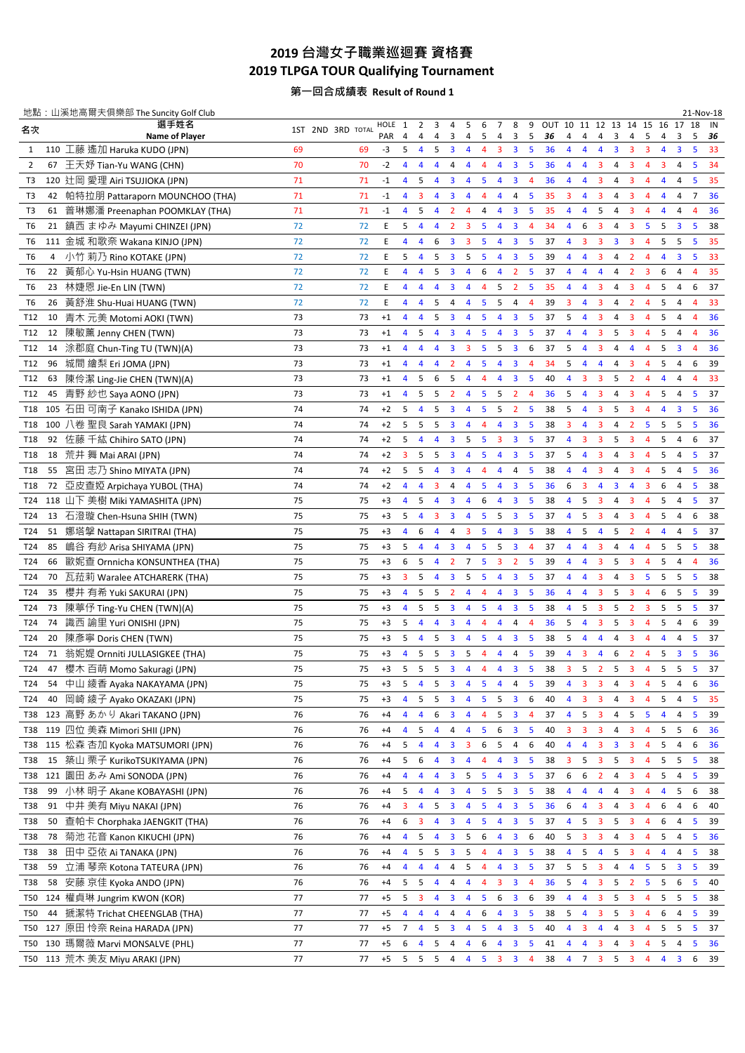# 2019 台灣女子職業巡迴賽 資格賽

# 2019 TLPGA TOUR Qualifying Tournament

### 第一回合成績表 Result of Round 1

地點：山溪地高爾夫俱樂部 The Suncity Golf Club

21-Nov-18

| 名次 | | 選手姓名 Name of Player | 1ST | 2ND | 3RD | TOTAL | HOLE / PAR | 1 / 4 | 2 / 4 | 3 / 4 | 4 / 3 | 5 / 4 | 6 / 5 | 7 / 4 | 8 / 3 | 9 / 5 | OUT / 36 | 10 / 4 | 11 / 4 | 12 / 4 | 13 / 3 | 14 / 4 | 15 / 5 | 16 / 4 | 17 / 3 | 18 / 5 | IN / 36 |
|---|---|---|---|---|---|---|---|---|---|---|---|---|---|---|---|---|---|---|---|---|---|---|---|---|---|---|---|
| 1 | 110 | 工藤 遙加 Haruka KUDO (JPN) | 69 | | | 69 | -3 | 5 | 4 | 5 | 3 | 4 | 4 | 3 | 3 | 5 | 36 | 4 | 4 | 4 | 3 | 3 | 3 | 4 | 3 | 5 | 33 |
| 2 | 67 | 王天妤 Tian-Yu WANG (CHN) | 70 | | | 70 | -2 | 4 | 4 | 4 | 4 | 4 | 4 | 4 | 3 | 5 | 36 | 4 | 4 | 3 | 4 | 3 | 4 | 3 | 4 | 5 | 34 |
| T3 | 120 | 辻岡 愛理 Airi TSUJIOKA (JPN) | 71 | | | 71 | -1 | 4 | 5 | 4 | 3 | 4 | 5 | 4 | 3 | 4 | 36 | 4 | 4 | 3 | 4 | 3 | 4 | 4 | 4 | 5 | 35 |
| T3 | 42 | 帕特拉朋 Pattaraporn MOUNCHOO (THA) | 71 | | | 71 | -1 | 4 | 3 | 4 | 3 | 4 | 4 | 4 | 4 | 5 | 35 | 3 | 4 | 3 | 4 | 3 | 4 | 4 | 4 | 7 | 36 |
| T3 | 61 | 普琳娜潘 Preenaphan POOMKLAY (THA) | 71 | | | 71 | -1 | 4 | 5 | 4 | 2 | 4 | 4 | 4 | 3 | 5 | 35 | 4 | 4 | 5 | 4 | 3 | 4 | 4 | 4 | 4 | 36 |
| T6 | 21 | 鎮西 まゆみ Mayumi CHINZEI (JPN) | 72 | | | 72 | E | 5 | 4 | 4 | 2 | 3 | 5 | 4 | 3 | 4 | 34 | 4 | 6 | 3 | 4 | 3 | 5 | 5 | 3 | 5 | 38 |
| T6 | 111 | 金城 和歌奈 Wakana KINJO (JPN) | 72 | | | 72 | E | 4 | 4 | 6 | 3 | 3 | 5 | 4 | 3 | 5 | 37 | 4 | 3 | 3 | 3 | 3 | 4 | 5 | 5 | 5 | 35 |
| T6 | 4 | 小竹 莉乃 Rino KOTAKE (JPN) | 72 | | | 72 | E | 5 | 4 | 5 | 3 | 5 | 5 | 4 | 3 | 5 | 39 | 4 | 4 | 3 | 4 | 2 | 4 | 4 | 3 | 5 | 33 |
| T6 | 22 | 黃郁心 Yu-Hsin HUANG (TWN) | 72 | | | 72 | E | 4 | 4 | 5 | 3 | 4 | 6 | 4 | 2 | 5 | 37 | 4 | 4 | 4 | 4 | 2 | 3 | 6 | 4 | 4 | 35 |
| T6 | 23 | 林婕恩 Jie-En LIN (TWN) | 72 | | | 72 | E | 4 | 4 | 4 | 3 | 4 | 4 | 5 | 2 | 5 | 35 | 4 | 4 | 3 | 4 | 3 | 4 | 5 | 4 | 6 | 37 |
| T6 | 26 | 黃舒淮 Shu-Huai HUANG (TWN) | 72 | | | 72 | E | 4 | 4 | 5 | 4 | 4 | 5 | 5 | 4 | 4 | 39 | 3 | 4 | 3 | 4 | 2 | 4 | 5 | 4 | 4 | 33 |
| T12 | 10 | 青木 元美 Motomi AOKI (TWN) | 73 | | | 73 | +1 | 4 | 4 | 5 | 3 | 4 | 5 | 4 | 3 | 5 | 37 | 5 | 4 | 3 | 4 | 3 | 4 | 5 | 4 | 4 | 36 |
| T12 | 12 | 陳敏薰 Jenny CHEN (TWN) | 73 | | | 73 | +1 | 4 | 5 | 4 | 3 | 4 | 5 | 4 | 3 | 5 | 37 | 4 | 4 | 3 | 5 | 3 | 4 | 5 | 4 | 4 | 36 |
| T12 | 14 | 涂郡庭 Chun-Ting TU (TWN)(A) | 73 | | | 73 | +1 | 4 | 4 | 4 | 3 | 3 | 5 | 5 | 3 | 6 | 37 | 5 | 4 | 3 | 4 | 4 | 4 | 5 | 3 | 4 | 36 |
| T12 | 96 | 城間 繪梨 Eri JOMA (JPN) | 73 | | | 73 | +1 | 4 | 4 | 4 | 2 | 4 | 5 | 4 | 3 | 4 | 34 | 5 | 4 | 4 | 4 | 3 | 4 | 5 | 4 | 6 | 39 |
| T12 | 63 | 陳伶潔 Ling-Jie CHEN (TWN)(A) | 73 | | | 73 | +1 | 4 | 5 | 6 | 5 | 4 | 4 | 4 | 3 | 5 | 40 | 4 | 3 | 3 | 5 | 2 | 4 | 4 | 4 | 4 | 33 |
| T12 | 45 | 青野 紗也 Saya AONO (JPN) | 73 | | | 73 | +1 | 4 | 5 | 5 | 2 | 4 | 5 | 5 | 2 | 4 | 36 | 5 | 4 | 3 | 4 | 3 | 4 | 5 | 4 | 5 | 37 |
| T18 | 105 | 石田 可南子 Kanako ISHIDA (JPN) | 74 | | | 74 | +2 | 5 | 4 | 5 | 3 | 4 | 5 | 5 | 2 | 5 | 38 | 5 | 4 | 3 | 5 | 3 | 4 | 4 | 3 | 5 | 36 |
| T18 | 100 | 八巻 聖良 Sarah YAMAKI (JPN) | 74 | | | 74 | +2 | 5 | 5 | 5 | 3 | 4 | 4 | 4 | 3 | 5 | 38 | 3 | 4 | 3 | 4 | 2 | 5 | 5 | 5 | 5 | 36 |
| T18 | 92 | 佐藤 千紘 Chihiro SATO (JPN) | 74 | | | 74 | +2 | 5 | 4 | 4 | 3 | 5 | 5 | 3 | 3 | 5 | 37 | 4 | 3 | 3 | 5 | 3 | 4 | 5 | 4 | 6 | 37 |
| T18 | 18 | 荒井 舞 Mai ARAI (JPN) | 74 | | | 74 | +2 | 3 | 5 | 5 | 3 | 4 | 5 | 4 | 3 | 5 | 37 | 5 | 4 | 3 | 4 | 3 | 4 | 5 | 4 | 5 | 37 |
| T18 | 55 | 宮田 志乃 Shino MIYATA (JPN) | 74 | | | 74 | +2 | 5 | 5 | 4 | 3 | 4 | 4 | 4 | 4 | 5 | 38 | 4 | 4 | 3 | 4 | 3 | 4 | 5 | 4 | 5 | 36 |
| T18 | 72 | 亞皮查婭 Arpichaya YUBOL (THA) | 74 | | | 74 | +2 | 4 | 4 | 3 | 4 | 4 | 5 | 4 | 3 | 5 | 36 | 6 | 3 | 4 | 3 | 4 | 3 | 6 | 4 | 5 | 38 |
| T24 | 118 | 山下 美樹 Miki YAMASHITA (JPN) | 75 | | | 75 | +3 | 4 | 5 | 4 | 3 | 4 | 6 | 4 | 3 | 5 | 38 | 4 | 5 | 3 | 4 | 3 | 4 | 5 | 4 | 5 | 37 |
| T24 | 13 | 石澄璇 Chen-Hsuna SHIH (TWN) | 75 | | | 75 | +3 | 5 | 4 | 3 | 3 | 4 | 5 | 5 | 3 | 5 | 37 | 4 | 5 | 3 | 4 | 3 | 4 | 5 | 4 | 6 | 38 |
| T24 | 51 | 娜塔擎 Nattapan SIRITRAI (THA) | 75 | | | 75 | +3 | 4 | 6 | 4 | 4 | 3 | 5 | 4 | 3 | 5 | 38 | 4 | 5 | 4 | 5 | 2 | 4 | 4 | 4 | 5 | 37 |
| T24 | 85 | 嶋谷 有紗 Arisa SHIYAMA (JPN) | 75 | | | 75 | +3 | 5 | 4 | 4 | 3 | 4 | 5 | 5 | 3 | 4 | 37 | 4 | 4 | 3 | 4 | 4 | 4 | 5 | 5 | 5 | 38 |
| T24 | 66 | 歐妮查 Ornnicha KONSUNTHEA (THA) | 75 | | | 75 | +3 | 6 | 5 | 4 | 2 | 7 | 5 | 3 | 2 | 5 | 39 | 4 | 4 | 3 | 5 | 3 | 4 | 5 | 4 | 4 | 36 |
| T24 | 70 | 瓦菈莉 Waralee ATCHARERK (THA) | 75 | | | 75 | +3 | 3 | 5 | 4 | 3 | 5 | 5 | 4 | 3 | 5 | 37 | 4 | 4 | 3 | 4 | 3 | 5 | 5 | 5 | 5 | 38 |
| T24 | 35 | 櫻井 有希 Yuki SAKURAI (JPN) | 75 | | | 75 | +3 | 4 | 5 | 5 | 2 | 4 | 4 | 4 | 3 | 5 | 36 | 4 | 4 | 3 | 5 | 3 | 4 | 6 | 5 | 5 | 39 |
| T24 | 73 | 陳葶伃 Ting-Yu CHEN (TWN)(A) | 75 | | | 75 | +3 | 4 | 5 | 5 | 3 | 4 | 5 | 4 | 3 | 5 | 38 | 4 | 5 | 3 | 5 | 2 | 3 | 5 | 5 | 5 | 37 |
| T24 | 74 | 識西 諭里 Yuri ONISHI (JPN) | 75 | | | 75 | +3 | 5 | 4 | 4 | 3 | 4 | 4 | 4 | 4 | 4 | 36 | 5 | 4 | 3 | 5 | 3 | 4 | 5 | 4 | 6 | 39 |
| T24 | 20 | 陳彥寧 Doris CHEN (TWN) | 75 | | | 75 | +3 | 5 | 4 | 5 | 3 | 4 | 5 | 4 | 3 | 5 | 38 | 5 | 4 | 4 | 4 | 3 | 4 | 4 | 4 | 5 | 37 |
| T24 | 71 | 翁妮媞 Ornniti JULLASIGKEE (THA) | 75 | | | 75 | +3 | 4 | 5 | 5 | 3 | 5 | 4 | 4 | 4 | 5 | 39 | 4 | 3 | 4 | 6 | 2 | 4 | 5 | 3 | 5 | 36 |
| T24 | 47 | 櫻木 百萌 Momo Sakuragi (JPN) | 75 | | | 75 | +3 | 5 | 5 | 5 | 3 | 4 | 4 | 4 | 3 | 5 | 38 | 3 | 5 | 2 | 5 | 3 | 4 | 5 | 5 | 5 | 37 |
| T24 | 54 | 中山 綾香 Ayaka NAKAYAMA (JPN) | 75 | | | 75 | +3 | 5 | 4 | 5 | 3 | 4 | 5 | 4 | 4 | 5 | 39 | 4 | 3 | 3 | 4 | 3 | 4 | 5 | 4 | 6 | 36 |
| T24 | 40 | 岡崎 綾子 Ayako OKAZAKI (JPN) | 75 | | | 75 | +3 | 4 | 5 | 5 | 3 | 4 | 5 | 5 | 3 | 6 | 40 | 4 | 3 | 3 | 4 | 3 | 4 | 5 | 4 | 5 | 35 |
| T38 | 123 | 高野 あかり Akari TAKANO (JPN) | 76 | | | 76 | +4 | 4 | 4 | 6 | 3 | 4 | 4 | 5 | 3 | 4 | 37 | 4 | 5 | 3 | 4 | 5 | 5 | 4 | 4 | 5 | 39 |
| T38 | 119 | 四位 美森 Mimori SHII (JPN) | 76 | | | 76 | +4 | 4 | 5 | 4 | 4 | 4 | 5 | 6 | 3 | 5 | 40 | 3 | 3 | 3 | 4 | 3 | 4 | 5 | 5 | 6 | 36 |
| T38 | 115 | 松森 杏加 Kyoka MATSUMORI (JPN) | 76 | | | 76 | +4 | 5 | 4 | 4 | 3 | 3 | 6 | 5 | 4 | 6 | 40 | 4 | 4 | 3 | 3 | 3 | 4 | 5 | 4 | 6 | 36 |
| T38 | 15 | 築山 栗子 KurikoTSUKIYAMA (JPN) | 76 | | | 76 | +4 | 5 | 6 | 4 | 3 | 4 | 4 | 4 | 3 | 5 | 38 | 3 | 5 | 3 | 5 | 3 | 4 | 5 | 5 | 5 | 38 |
| T38 | 121 | 園田 あみ Ami SONODA (JPN) | 76 | | | 76 | +4 | 4 | 4 | 4 | 3 | 5 | 5 | 4 | 3 | 5 | 37 | 6 | 6 | 2 | 4 | 3 | 4 | 5 | 4 | 5 | 39 |
| T38 | 99 | 小林 明子 Akane KOBAYASHI (JPN) | 76 | | | 76 | +4 | 5 | 4 | 4 | 3 | 4 | 5 | 5 | 3 | 5 | 38 | 4 | 4 | 4 | 4 | 3 | 4 | 4 | 5 | 6 | 38 |
| T38 | 91 | 中井 美有 Miyu NAKAI (JPN) | 76 | | | 76 | +4 | 3 | 4 | 5 | 3 | 4 | 5 | 4 | 3 | 5 | 36 | 6 | 4 | 3 | 4 | 3 | 4 | 6 | 4 | 6 | 40 |
| T38 | 50 | 查帕卡 Chorphaka JAENGKIT (THA) | 76 | | | 76 | +4 | 6 | 3 | 4 | 3 | 4 | 5 | 4 | 3 | 5 | 37 | 4 | 5 | 3 | 5 | 3 | 4 | 6 | 4 | 5 | 39 |
| T38 | 78 | 菊池 花音 Kanon KIKUCHI (JPN) | 76 | | | 76 | +4 | 4 | 5 | 4 | 3 | 5 | 6 | 4 | 3 | 6 | 40 | 5 | 3 | 3 | 4 | 3 | 4 | 5 | 4 | 5 | 36 |
| T38 | 38 | 田中 亞依 Ai TANAKA (JPN) | 76 | | | 76 | +4 | 4 | 5 | 5 | 3 | 5 | 4 | 4 | 3 | 5 | 38 | 4 | 5 | 4 | 5 | 3 | 4 | 4 | 4 | 5 | 38 |
| T38 | 59 | 立浦 琴奈 Kotona TATEURA (JPN) | 76 | | | 76 | +4 | 4 | 4 | 4 | 4 | 5 | 4 | 4 | 3 | 5 | 37 | 5 | 5 | 3 | 4 | 4 | 5 | 5 | 3 | 5 | 39 |
| T38 | 58 | 安藤 京佳 Kyoka ANDO (JPN) | 76 | | | 76 | +4 | 5 | 5 | 4 | 4 | 4 | 4 | 3 | 3 | 4 | 36 | 5 | 4 | 3 | 5 | 2 | 5 | 5 | 6 | 5 | 40 |
| T50 | 124 | 權貞琳 Jungrim KWON (KOR) | 77 | | | 77 | +5 | 5 | 3 | 4 | 3 | 4 | 5 | 6 | 3 | 6 | 39 | 4 | 4 | 3 | 5 | 3 | 4 | 5 | 5 | 5 | 38 |
| T50 | 44 | 撫潔特 Trichat CHEENGLAB (THA) | 77 | | | 77 | +5 | 4 | 4 | 4 | 4 | 4 | 6 | 4 | 3 | 5 | 38 | 5 | 4 | 3 | 5 | 3 | 4 | 6 | 4 | 5 | 39 |
| T50 | 127 | 原田 怜奈 Reina HARADA (JPN) | 77 | | | 77 | +5 | 7 | 4 | 5 | 3 | 4 | 5 | 4 | 3 | 5 | 40 | 4 | 3 | 4 | 4 | 3 | 4 | 5 | 5 | 5 | 37 |
| T50 | 130 | 瑪爾薇 Marvi MONSALVE (PHL) | 77 | | | 77 | +5 | 6 | 4 | 5 | 4 | 4 | 6 | 4 | 3 | 5 | 41 | 4 | 4 | 3 | 4 | 3 | 4 | 5 | 4 | 5 | 36 |
| T50 | 113 | 荒木 美友 Miyu ARAKI (JPN) | 77 | | | 77 | +5 | 5 | 5 | 5 | 4 | 4 | 5 | 3 | 3 | 4 | 38 | 4 | 7 | 3 | 5 | 3 | 4 | 4 | 3 | 6 | 39 |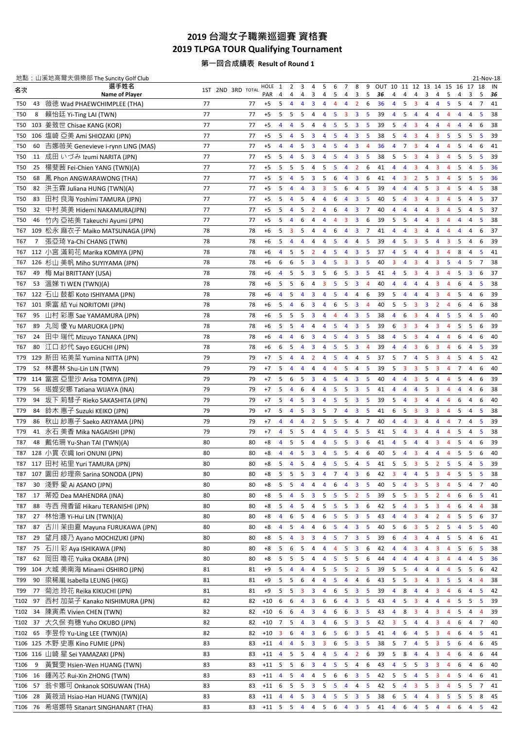# 2019 台灣女子職業巡迴賽 資格賽

# 2019 TLPGA TOUR Qualifying Tournament

### 第一回合成績表 Result of Round 1

地點：山溪地高爾夫俱樂部 The Suncity Golf Club　　21-Nov-18

| 名次 | | 選手姓名 Name of Player | 1ST | 2ND | 3RD | TOTAL | HOLE / PAR | 1 (4) | 2 (4) | 3 (4) | 4 (3) | 5 (4) | 6 (5) | 7 (4) | 8 (3) | 9 (5) | OUT (36) | 10 (4) | 11 (4) | 12 (4) | 13 (3) | 14 (4) | 15 (5) | 16 (4) | 17 (3) | 18 (5) | IN (36) |
|---|---|---|---|---|---|---|---|---|---|---|---|---|---|---|---|---|---|---|---|---|---|---|---|---|---|---|---|
| T50 | 43 | 薇德 Wad PHAEWCHIMPLEE (THA) | 77 | | | 77 | +5 | 5 | 4 | 4 | 3 | 4 | 4 | 4 | 2 | 6 | 36 | 4 | 5 | 3 | 4 | 4 | 5 | 5 | 4 | 7 | 41 |
| T50 | 8 | 賴怡廷 Yi-Ting LAI (TWN) | 77 | | | 77 | +5 | 5 | 5 | 5 | 4 | 4 | 5 | 3 | 3 | 5 | 39 | 4 | 5 | 4 | 4 | 4 | 4 | 4 | 4 | 5 | 38 |
| T50 | 103 | 姜致世 Chisae KANG (KOR) | 77 | | | 77 | +5 | 4 | 4 | 5 | 4 | 4 | 5 | 5 | 3 | 5 | 39 | 5 | 4 | 3 | 4 | 4 | 4 | 4 | 4 | 6 | 38 |
| T50 | 106 | 塩崎 亞美 Ami SHIOZAKI (JPN) | 77 | | | 77 | +5 | 5 | 4 | 5 | 3 | 4 | 5 | 4 | 3 | 5 | 38 | 5 | 4 | 3 | 4 | 3 | 5 | 5 | 5 | 5 | 39 |
| T50 | 60 | 吉娜薇芙 Genevieve i-rynn LING (MAS) | 77 | | | 77 | +5 | 4 | 4 | 5 | 3 | 4 | 5 | 4 | 3 | 4 | 36 | 4 | 7 | 3 | 4 | 4 | 4 | 5 | 4 | 6 | 41 |
| T50 | 11 | 成田 いづみ Izumi NARITA (JPN) | 77 | | | 77 | +5 | 5 | 4 | 5 | 3 | 4 | 5 | 4 | 3 | 5 | 38 | 5 | 5 | 3 | 4 | 3 | 4 | 5 | 5 | 5 | 39 |
| T50 | 25 | 楊斐茜 Fei-Chien YANG (TWN)(A) | 77 | | | 77 | +5 | 5 | 5 | 5 | 4 | 5 | 5 | 4 | 2 | 6 | 41 | 4 | 4 | 3 | 4 | 3 | 4 | 5 | 4 | 5 | 36 |
| T50 | 68 | 鳳 Phon ANGWARAWONG (THA) | 77 | | | 77 | +5 | 5 | 4 | 5 | 3 | 5 | 6 | 4 | 3 | 6 | 41 | 4 | 3 | 2 | 5 | 3 | 4 | 5 | 5 | 5 | 36 |
| T50 | 82 | 洪玉霖 Juliana HUNG (TWN)(A) | 77 | | | 77 | +5 | 5 | 4 | 4 | 3 | 3 | 5 | 6 | 4 | 5 | 39 | 4 | 4 | 4 | 5 | 3 | 4 | 5 | 4 | 5 | 38 |
| T50 | 83 | 田村 良海 Yoshimi TAMURA (JPN) | 77 | | | 77 | +5 | 5 | 4 | 5 | 4 | 4 | 6 | 4 | 3 | 5 | 40 | 5 | 4 | 3 | 4 | 3 | 4 | 5 | 4 | 5 | 37 |
| T50 | 32 | 中村 英美 Hidemi NAKAMURA(JPN) | 77 | | | 77 | +5 | 5 | 4 | 5 | 2 | 4 | 6 | 4 | 3 | 7 | 40 | 4 | 4 | 4 | 4 | 3 | 4 | 5 | 4 | 5 | 37 |
| T50 | 46 | 竹內 亞祐美 Takeuchi Ayumi (JPN) | 77 | | | 77 | +5 | 5 | 4 | 6 | 4 | 4 | 4 | 3 | 3 | 6 | 39 | 5 | 5 | 4 | 4 | 3 | 4 | 4 | 4 | 5 | 38 |
| T67 | 109 | 松永 麻衣子 Maiko MATSUNAGA (JPN) | 78 | | | 78 | +6 | 5 | 3 | 5 | 4 | 4 | 6 | 4 | 3 | 7 | 41 | 4 | 4 | 3 | 4 | 4 | 4 | 4 | 4 | 6 | 37 |
| T67 | 7 | 張亞琦 Ya-Chi CHANG (TWN) | 78 | | | 78 | +6 | 5 | 4 | 4 | 4 | 4 | 5 | 4 | 4 | 5 | 39 | 4 | 5 | 3 | 5 | 4 | 3 | 5 | 4 | 6 | 39 |
| T67 | 112 | 小宮 滿莉花 Marika KOMIYA (JPN) | 78 | | | 78 | +6 | 4 | 5 | 5 | 2 | 4 | 5 | 4 | 3 | 5 | 37 | 4 | 5 | 4 | 4 | 3 | 4 | 8 | 4 | 5 | 41 |
| T67 | 126 | 杉山 美帆 Miho SUYIYAMA (JPN) | 78 | | | 78 | +6 | 6 | 6 | 5 | 3 | 4 | 5 | 3 | 3 | 5 | 40 | 3 | 4 | 3 | 4 | 3 | 5 | 4 | 5 | 7 | 38 |
| T67 | 49 | 梅 Mai BRITTANY (USA) | 78 | | | 78 | +6 | 4 | 5 | 5 | 3 | 5 | 6 | 5 | 3 | 5 | 41 | 4 | 5 | 3 | 4 | 3 | 4 | 5 | 3 | 6 | 37 |
| T67 | 53 | 溫娣 Ti WEN (TWN)(A) | 78 | | | 78 | +6 | 5 | 5 | 6 | 4 | 3 | 5 | 5 | 3 | 4 | 40 | 4 | 4 | 4 | 4 | 3 | 4 | 6 | 4 | 5 | 38 |
| T67 | 122 | 石山 鼓都 Koto ISHIYAMA (JPN) | 78 | | | 78 | +6 | 4 | 5 | 4 | 3 | 4 | 5 | 4 | 4 | 6 | 39 | 5 | 4 | 4 | 4 | 3 | 4 | 5 | 4 | 6 | 39 |
| T67 | 101 | 乘富 結 Yui NORITOMI (JPN) | 78 | | | 78 | +6 | 5 | 4 | 6 | 3 | 4 | 6 | 5 | 3 | 4 | 40 | 5 | 5 | 3 | 3 | 2 | 4 | 6 | 4 | 6 | 38 |
| T67 | 95 | 山村 彩惠 Sae YAMAMURA (JPN) | 78 | | | 78 | +6 | 5 | 5 | 5 | 3 | 4 | 4 | 4 | 3 | 5 | 38 | 4 | 6 | 3 | 4 | 4 | 5 | 5 | 4 | 5 | 40 |
| T67 | 89 | 丸岡 優 Yu MARUOKA (JPN) | 78 | | | 78 | +6 | 5 | 5 | 4 | 4 | 4 | 5 | 4 | 3 | 5 | 39 | 6 | 3 | 3 | 4 | 3 | 4 | 5 | 5 | 6 | 39 |
| T67 | 24 | 田中 瑞代 Mizuyo TANAKA (JPN) | 78 | | | 78 | +6 | 4 | 4 | 6 | 3 | 4 | 5 | 4 | 3 | 5 | 38 | 4 | 5 | 3 | 4 | 4 | 4 | 6 | 4 | 6 | 40 |
| T67 | 80 | 江口 紗代 Sayo EGUCHI (JPN) | 78 | | | 78 | +6 | 6 | 5 | 4 | 3 | 4 | 5 | 5 | 3 | 4 | 39 | 4 | 4 | 3 | 6 | 3 | 4 | 6 | 4 | 5 | 39 |
| T79 | 129 | 新田 祐美菜 Yumina NITTA (JPN) | 79 | | | 79 | +7 | 5 | 4 | 4 | 2 | 4 | 5 | 4 | 4 | 5 | 37 | 5 | 7 | 4 | 5 | 3 | 4 | 5 | 4 | 5 | 42 |
| T79 | 52 | 林書林 Shu-Lin LIN (TWN) | 79 | | | 79 | +7 | 5 | 4 | 4 | 4 | 4 | 4 | 5 | 4 | 5 | 39 | 5 | 3 | 3 | 5 | 3 | 4 | 7 | 4 | 6 | 40 |
| T79 | 114 | 當宮 亞里沙 Arisa TOMIYA (JPN) | 79 | | | 79 | +7 | 5 | 6 | 5 | 3 | 4 | 5 | 4 | 3 | 5 | 40 | 4 | 4 | 3 | 5 | 4 | 4 | 5 | 4 | 6 | 39 |
| T79 | 56 | 塔媞安娜 Tatiana WIJAYA (INA) | 79 | | | 79 | +7 | 5 | 4 | 6 | 4 | 4 | 5 | 5 | 3 | 5 | 41 | 4 | 4 | 4 | 5 | 3 | 4 | 4 | 4 | 6 | 38 |
| T79 | 94 | 坂下 莉彗子 Rieko SAKASHITA (JPN) | 79 | | | 79 | +7 | 5 | 4 | 5 | 3 | 4 | 5 | 5 | 3 | 5 | 39 | 5 | 4 | 3 | 4 | 4 | 4 | 6 | 4 | 6 | 40 |
| T79 | 84 | 鈴木 惠子 Suzuki KEIKO (JPN) | 79 | | | 79 | +7 | 5 | 4 | 5 | 3 | 5 | 7 | 4 | 3 | 5 | 41 | 6 | 5 | 3 | 3 | 3 | 4 | 5 | 4 | 5 | 38 |
| T79 | 86 | 秋山 紗惠子 Saeko AKIYAMA (JPN) | 79 | | | 79 | +7 | 4 | 4 | 4 | 2 | 5 | 5 | 5 | 4 | 7 | 40 | 4 | 4 | 3 | 4 | 4 | 4 | 7 | 4 | 5 | 39 |
| T79 | 41 | 永石 美香 Mika NAGAISHI (JPN) | 79 | | | 79 | +7 | 4 | 5 | 5 | 4 | 5 | 4 | 5 | 4 | 5 | 41 | 5 | 4 | 3 | 4 | 4 | 4 | 5 | 4 | 5 | 38 |
| T87 | 48 | 戴佑珊 Yu-Shan TAI (TWN)(A) | 80 | | | 80 | +8 | 4 | 5 | 5 | 4 | 4 | 5 | 5 | 3 | 6 | 41 | 4 | 5 | 4 | 4 | 3 | 4 | 5 | 4 | 6 | 39 |
| T87 | 128 | 小貫 衣織 Iori ONUNI (JPN) | 80 | | | 80 | +8 | 4 | 4 | 5 | 3 | 4 | 5 | 5 | 4 | 6 | 40 | 5 | 4 | 3 | 4 | 4 | 4 | 5 | 5 | 6 | 40 |
| T87 | 117 | 田村 祐里 Yuri TAMURA (JPN) | 80 | | | 80 | +8 | 5 | 4 | 5 | 4 | 4 | 5 | 5 | 4 | 5 | 41 | 5 | 5 | 3 | 5 | 2 | 5 | 5 | 4 | 5 | 39 |
| T87 | 107 | 園田 紗理奈 Sarina SONODA (JPN) | 80 | | | 80 | +8 | 5 | 5 | 5 | 3 | 4 | 7 | 4 | 3 | 6 | 42 | 3 | 4 | 4 | 5 | 3 | 4 | 5 | 5 | 5 | 38 |
| T87 | 30 | 淺野 愛 Ai ASANO (JPN) | 80 | | | 80 | +8 | 5 | 5 | 4 | 4 | 4 | 6 | 4 | 3 | 5 | 40 | 5 | 4 | 3 | 5 | 3 | 4 | 5 | 4 | 7 | 40 |
| T87 | 17 | 蒂婭 Dea MAHENDRA (INA) | 80 | | | 80 | +8 | 5 | 4 | 5 | 3 | 5 | 5 | 5 | 2 | 5 | 39 | 5 | 5 | 3 | 5 | 2 | 4 | 6 | 6 | 5 | 41 |
| T87 | 88 | 寺西 飛香留 Hikaru TERANISHI (JPN) | 80 | | | 80 | +8 | 5 | 4 | 5 | 4 | 5 | 5 | 5 | 3 | 6 | 42 | 5 | 4 | 3 | 5 | 3 | 4 | 6 | 4 | 4 | 38 |
| T87 | 27 | 林怡潓 Yi-Hui LIN (TWN)(A) | 80 | | | 80 | +8 | 4 | 6 | 5 | 4 | 6 | 5 | 5 | 3 | 5 | 43 | 4 | 4 | 3 | 4 | 2 | 4 | 5 | 5 | 6 | 37 |
| T87 | 87 | 古川 茉由夏 Mayuna FURUKAWA (JPN) | 80 | | | 80 | +8 | 4 | 5 | 4 | 4 | 6 | 5 | 4 | 3 | 5 | 40 | 5 | 6 | 3 | 5 | 2 | 5 | 4 | 5 | 5 | 40 |
| T87 | 29 | 望月 綾乃 Ayano MOCHIZUKI (JPN) | 80 | | | 80 | +8 | 5 | 4 | 3 | 3 | 4 | 5 | 7 | 3 | 5 | 39 | 6 | 4 | 3 | 4 | 4 | 5 | 5 | 4 | 6 | 41 |
| T87 | 75 | 石川 彩 Aya ISHIKAWA (JPN) | 80 | | | 80 | +8 | 5 | 6 | 5 | 4 | 4 | 4 | 5 | 3 | 6 | 42 | 4 | 4 | 3 | 4 | 3 | 4 | 5 | 6 | 5 | 38 |
| T87 | 62 | 岡田 唯花 Yuika OKABA (JPN) | 80 | | | 80 | +8 | 5 | 5 | 5 | 4 | 4 | 5 | 5 | 5 | 6 | 44 | 4 | 4 | 4 | 4 | 3 | 4 | 4 | 4 | 5 | 36 |
| T99 | 104 | 大城 美南海 Minami OSHIRO (JPN) | 81 | | | 81 | +9 | 5 | 4 | 4 | 4 | 5 | 5 | 5 | 2 | 5 | 39 | 5 | 5 | 4 | 4 | 4 | 4 | 5 | 5 | 6 | 42 |
| T99 | 90 | 梁稀嵐 Isabella LEUNG (HKG) | 81 | | | 81 | +9 | 5 | 5 | 6 | 4 | 4 | 5 | 4 | 4 | 6 | 43 | 5 | 5 | 3 | 4 | 3 | 5 | 5 | 4 | 4 | 38 |
| T99 | 77 | 菊池 玲花 Reika KIKUCHI (JPN) | 81 | | | 81 | +9 | 5 | 5 | 3 | 3 | 4 | 6 | 5 | 3 | 5 | 39 | 4 | 8 | 4 | 4 | 3 | 4 | 6 | 4 | 5 | 42 |
| T102 | 97 | 西村 加菜子 Kanako NISHIMURA (JPN) | 82 | | | 82 | +10 | 6 | 6 | 4 | 3 | 6 | 6 | 4 | 3 | 5 | 43 | 4 | 5 | 3 | 4 | 4 | 4 | 5 | 5 | 5 | 39 |
| T102 | 34 | 陳寅柔 Vivien CHEN (TWN) | 82 | | | 82 | +10 | 6 | 6 | 4 | 3 | 4 | 6 | 6 | 3 | 5 | 43 | 4 | 8 | 3 | 4 | 3 | 4 | 5 | 4 | 4 | 39 |
| T102 | 37 | 大久保 有穗 Yuho OKUBO (JPN) | 82 | | | 82 | +10 | 7 | 5 | 4 | 3 | 4 | 6 | 5 | 3 | 5 | 42 | 3 | 5 | 4 | 4 | 3 | 4 | 6 | 4 | 7 | 40 |
| T102 | 65 | 李昱伶 Yu-Ling LEE (TWN)(A) | 82 | | | 82 | +10 | 3 | 6 | 4 | 3 | 6 | 5 | 6 | 3 | 5 | 41 | 4 | 6 | 4 | 5 | 3 | 4 | 6 | 4 | 5 | 41 |
| T106 | 125 | 木野 史惠 Kino FUMIE (JPN) | 83 | | | 83 | +11 | 4 | 4 | 5 | 3 | 3 | 6 | 5 | 3 | 5 | 38 | 5 | 7 | 4 | 5 | 3 | 5 | 6 | 4 | 6 | 45 |
| T106 | 116 | 山崎 星 Sei YAMAZAKI (JPN) | 83 | | | 83 | +11 | 4 | 5 | 5 | 4 | 4 | 5 | 4 | 2 | 6 | 39 | 5 | 8 | 4 | 4 | 3 | 4 | 6 | 4 | 6 | 44 |
| T106 | 9 | 黃賢雯 Hsien-Wen HUANG (TWN) | 83 | | | 83 | +11 | 5 | 5 | 6 | 3 | 4 | 5 | 5 | 4 | 6 | 43 | 4 | 5 | 5 | 3 | 3 | 4 | 6 | 4 | 6 | 40 |
| T106 | 16 | 鍾芮芯 Rui-Xin ZHONG (TWN) | 83 | | | 83 | +11 | 4 | 5 | 4 | 4 | 5 | 6 | 6 | 3 | 5 | 42 | 5 | 5 | 4 | 5 | 3 | 4 | 5 | 4 | 6 | 41 |
| T106 | 57 | 翁卡娜可 Onkanok SOISUWAN (THA) | 83 | | | 83 | +11 | 6 | 5 | 5 | 3 | 5 | 5 | 4 | 4 | 5 | 42 | 5 | 4 | 3 | 5 | 3 | 4 | 5 | 5 | 7 | 41 |
| T106 | 28 | 黃筱涵 Hsiao-Han HUANG (TWN)(A) | 83 | | | 83 | +11 | 4 | 4 | 5 | 3 | 4 | 5 | 5 | 3 | 5 | 38 | 6 | 5 | 4 | 4 | 3 | 5 | 5 | 5 | 8 | 45 |
| T106 | 76 | 希塔娜特 Sitanart SINGHANART (THA) | 83 | | | 83 | +11 | 5 | 5 | 4 | 4 | 5 | 6 | 4 | 3 | 5 | 41 | 4 | 6 | 4 | 5 | 4 | 4 | 6 | 4 | 5 | 42 |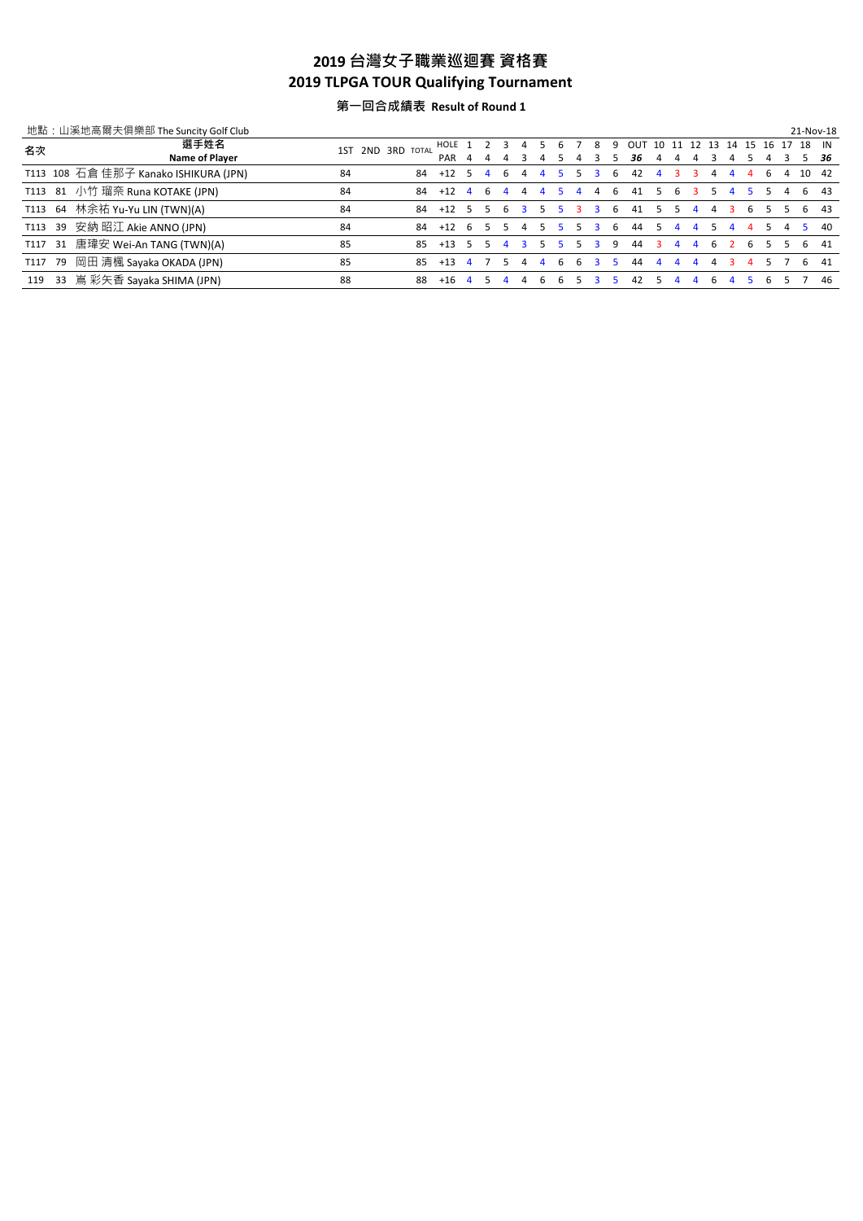# 2019 台灣女子職業巡迴賽 資格賽

# 2019 TLPGA TOUR Qualifying Tournament

### 第一回合成績表 Result of Round 1

地點：山溪地高爾夫俱樂部 The Suncity Golf Club

21-Nov-18

| 名次 | | 選手姓名 Name of Player | 1ST | 2ND | 3RD | TOTAL | HOLE / PAR | 1 / 4 | 2 / 4 | 3 / 4 | 4 / 3 | 5 / 4 | 6 / 5 | 7 / 4 | 8 / 3 | 9 / 5 | OUT / 36 | 10 / 4 | 11 / 4 | 12 / 4 | 13 / 3 | 14 / 4 | 15 / 5 | 16 / 4 | 17 / 3 | 18 / 5 | IN / 36 |
|---|---|---|---|---|---|---|---|---|---|---|---|---|---|---|---|---|---|---|---|---|---|---|---|---|---|---|---|
| T113 | 108 | 石倉 佳那子 Kanako ISHIKURA (JPN) | 84 | | | 84 | +12 | 5 | 4 | 6 | 4 | 4 | 5 | 5 | 3 | 6 | 42 | 4 | 3 | 3 | 4 | 4 | 4 | 6 | 4 | 10 | 42 |
| T113 | 81 | 小竹 瑠奈 Runa KOTAKE (JPN) | 84 | | | 84 | +12 | 4 | 6 | 4 | 4 | 4 | 5 | 4 | 4 | 6 | 41 | 5 | 6 | 3 | 5 | 4 | 5 | 5 | 4 | 6 | 43 |
| T113 | 64 | 林余祐 Yu-Yu LIN (TWN)(A) | 84 | | | 84 | +12 | 5 | 5 | 6 | 3 | 5 | 5 | 3 | 3 | 6 | 41 | 5 | 5 | 4 | 4 | 3 | 6 | 5 | 5 | 6 | 43 |
| T113 | 39 | 安納 昭江 Akie ANNO (JPN) | 84 | | | 84 | +12 | 6 | 5 | 5 | 4 | 5 | 5 | 5 | 3 | 6 | 44 | 5 | 4 | 4 | 5 | 4 | 4 | 5 | 4 | 5 | 40 |
| T117 | 31 | 唐瑋安 Wei-An TANG (TWN)(A) | 85 | | | 85 | +13 | 5 | 5 | 4 | 3 | 5 | 5 | 5 | 3 | 9 | 44 | 3 | 4 | 4 | 6 | 2 | 6 | 5 | 5 | 6 | 41 |
| T117 | 79 | 岡田 清楓 Sayaka OKADA (JPN) | 85 | | | 85 | +13 | 4 | 7 | 5 | 4 | 4 | 6 | 6 | 3 | 5 | 44 | 4 | 4 | 4 | 4 | 3 | 4 | 5 | 7 | 6 | 41 |
| 119 | 33 | 嶌 彩矢香 Sayaka SHIMA (JPN) | 88 | | | 88 | +16 | 4 | 5 | 4 | 4 | 6 | 6 | 5 | 3 | 5 | 42 | 5 | 4 | 4 | 6 | 4 | 5 | 6 | 5 | 7 | 46 |